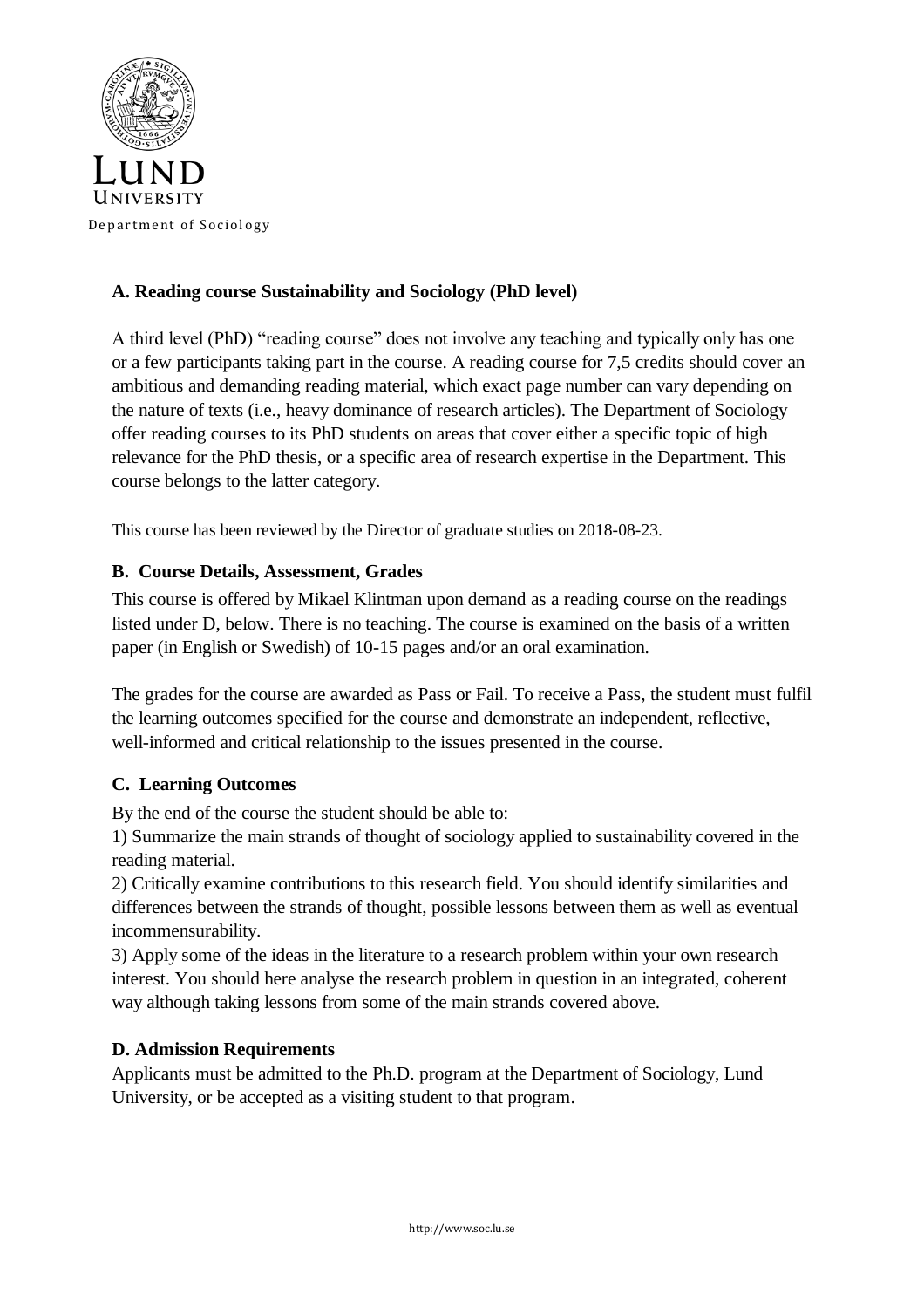LUND UNIVERSITY

Department of Sociology

### A. Reading course Sustainability and Sociology (PhD level)

A third level (PhD) "reading course" does not involve any teaching and typically only has one or a few participants taking part in the course. A reading course for 7,5 credits should cover an ambitious and demanding reading material, which exact page number can vary depending on the nature of texts (i.e., heavy dominance of research articles). The Department of Sociology offer reading courses to its PhD students on areas that cover either a specific topic of high relevance for the PhD thesis, or a specific area of research expertise in the Department. This course belongs to the latter category.

This course has been reviewed by the Director of graduate studies on 2018-08-23.

### B. Course Details, Assessment, Grades

This course is offered by Mikael Klintman upon demand as a reading course on the readings listed under D, below. There is no teaching. The course is examined on the basis of a written paper (in English or Swedish) of 10-15 pages and/or an oral examination.

The grades for the course are awarded as Pass or Fail. To receive a Pass, the student must fulfil the learning outcomes specified for the course and demonstrate an independent, reflective, well-informed and critical relationship to the issues presented in the course.

### C. Learning Outcomes

By the end of the course the student should be able to:

1) Summarize the main strands of thought of sociology applied to sustainability covered in the reading material.
2) Critically examine contributions to this research field. You should identify similarities and differences between the strands of thought, possible lessons between them as well as eventual incommensurability.
3) Apply some of the ideas in the literature to a research problem within your own research interest. You should here analyse the research problem in question in an integrated, coherent way although taking lessons from some of the main strands covered above.

### D. Admission Requirements

Applicants must be admitted to the Ph.D. program at the Department of Sociology, Lund University, or be accepted as a visiting student to that program.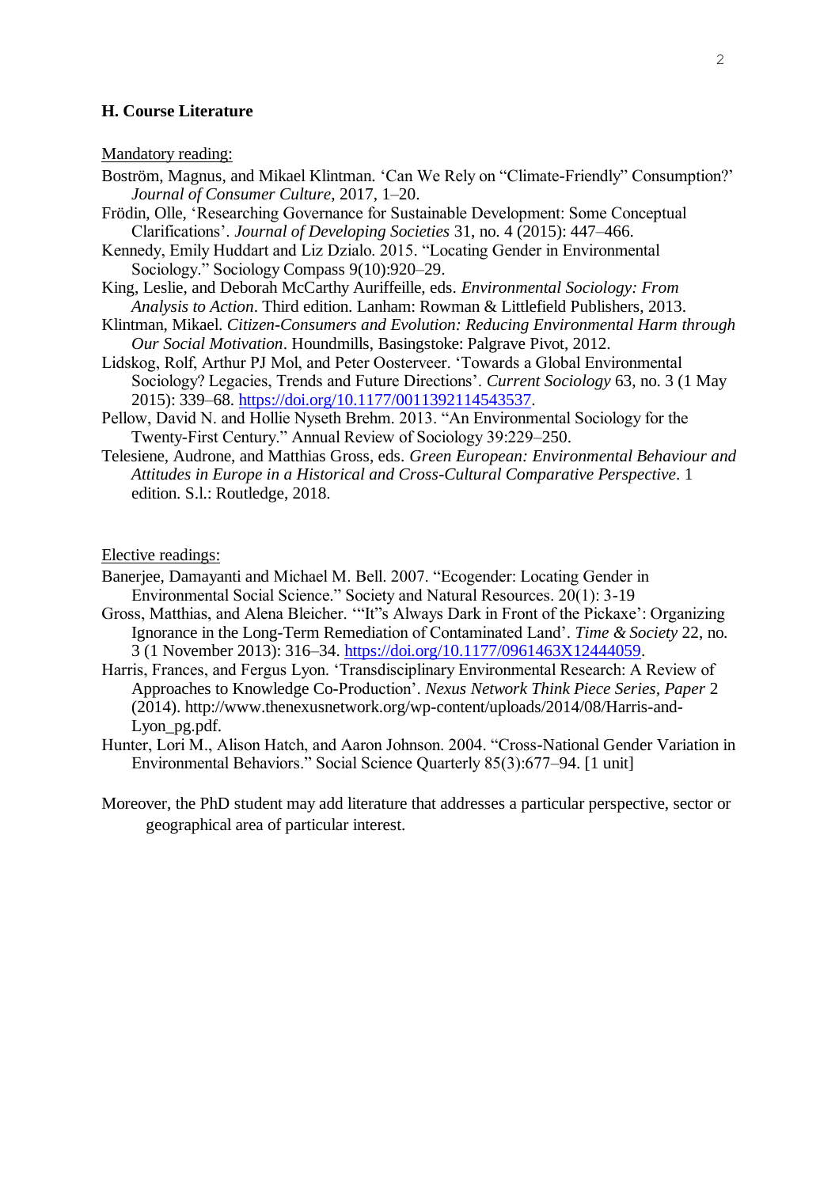### H. Course Literature

Mandatory reading:

Boström, Magnus, and Mikael Klintman. 'Can We Rely on "Climate-Friendly" Consumption?' *Journal of Consumer Culture*, 2017, 1–20.

Frödin, Olle, 'Researching Governance for Sustainable Development: Some Conceptual Clarifications'. *Journal of Developing Societies* 31, no. 4 (2015): 447–466.

Kennedy, Emily Huddart and Liz Dzialo. 2015. "Locating Gender in Environmental Sociology." Sociology Compass 9(10):920–29.

King, Leslie, and Deborah McCarthy Auriffeille, eds. *Environmental Sociology: From Analysis to Action*. Third edition. Lanham: Rowman & Littlefield Publishers, 2013.

Klintman, Mikael. *Citizen-Consumers and Evolution: Reducing Environmental Harm through Our Social Motivation*. Houndmills, Basingstoke: Palgrave Pivot, 2012.

Lidskog, Rolf, Arthur PJ Mol, and Peter Oosterveer. 'Towards a Global Environmental Sociology? Legacies, Trends and Future Directions'. *Current Sociology* 63, no. 3 (1 May 2015): 339–68. https://doi.org/10.1177/0011392114543537.

Pellow, David N. and Hollie Nyseth Brehm. 2013. "An Environmental Sociology for the Twenty-First Century." Annual Review of Sociology 39:229–250.

Telesiene, Audrone, and Matthias Gross, eds. *Green European: Environmental Behaviour and Attitudes in Europe in a Historical and Cross-Cultural Comparative Perspective*. 1 edition. S.l.: Routledge, 2018.

Elective readings:

Banerjee, Damayanti and Michael M. Bell. 2007. "Ecogender: Locating Gender in Environmental Social Science." Society and Natural Resources. 20(1): 3-19

Gross, Matthias, and Alena Bleicher. '"It"s Always Dark in Front of the Pickaxe': Organizing Ignorance in the Long-Term Remediation of Contaminated Land'. *Time & Society* 22, no. 3 (1 November 2013): 316–34. https://doi.org/10.1177/0961463X12444059.

Harris, Frances, and Fergus Lyon. 'Transdisciplinary Environmental Research: A Review of Approaches to Knowledge Co-Production'. *Nexus Network Think Piece Series, Paper* 2 (2014). http://www.thenexusnetwork.org/wp-content/uploads/2014/08/Harris-and-Lyon_pg.pdf.

Hunter, Lori M., Alison Hatch, and Aaron Johnson. 2004. "Cross-National Gender Variation in Environmental Behaviors." Social Science Quarterly 85(3):677–94. [1 unit]

Moreover, the PhD student may add literature that addresses a particular perspective, sector or geographical area of particular interest.